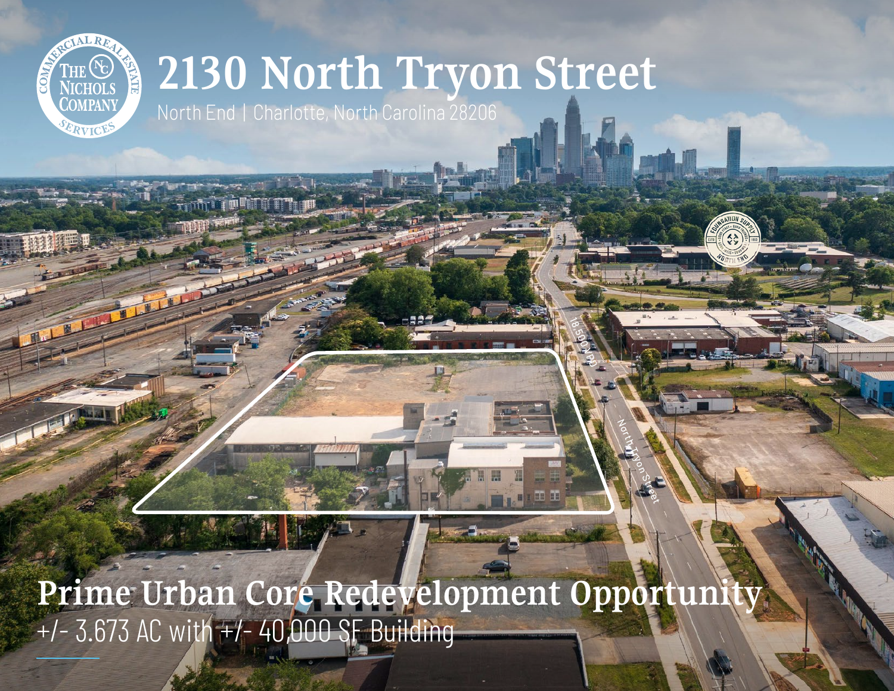# 2130 North Tryon Street

North End | Charlotte, North Carolina 28206

## Prime Urban Core Redevelopment Opportunity

+/- 3.673 AC with +/- 40,000 SF Building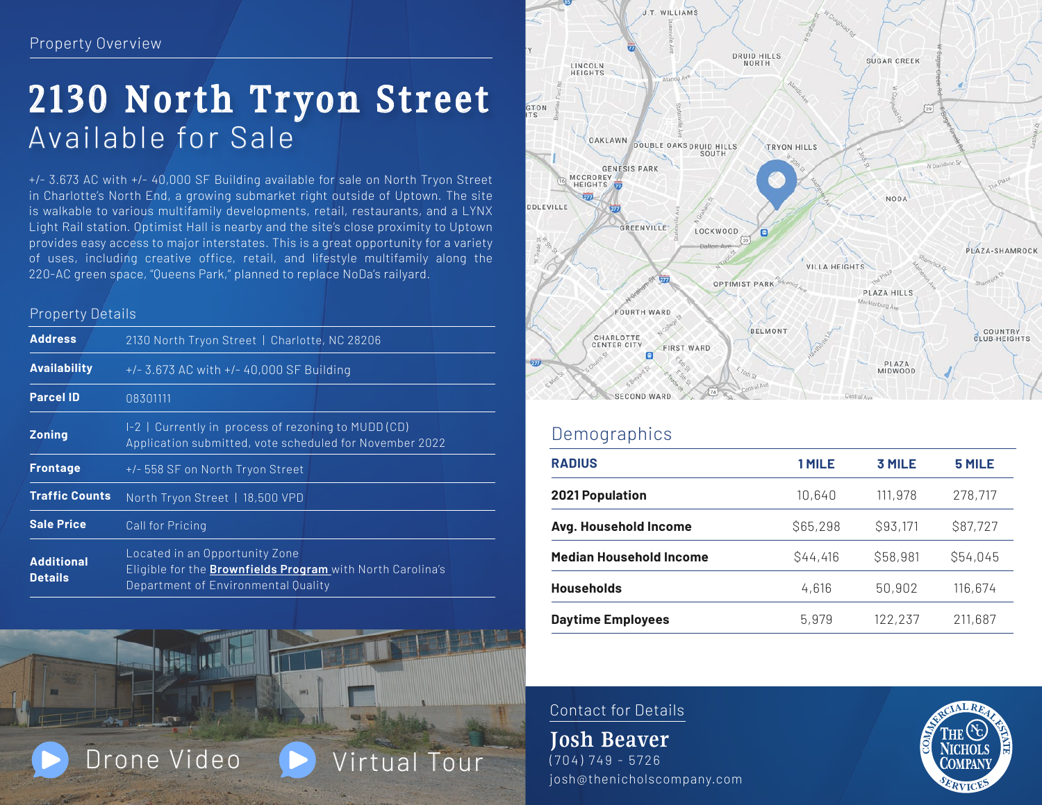Property Overview

# 2130 North Tryon Street

## Available for Sale

+/- 3.673 AC with +/- 40,000 SF Building available for sale on North Tryon Street in Charlotte's North End, a growing submarket right outside of Uptown. The site is walkable to various multifamily developments, retail, restaurants, and a LYNX Light Rail station. Optimist Hall is nearby and the site's close proximity to Uptown provides easy access to major interstates. This is a great opportunity for a variety of uses, including creative office, retail, and lifestyle multifamily along the 220-AC green space, "Queens Park," planned to replace NoDa's railyard.

### Property Details

| | |
|---|---|
| **Address** | 2130 North Tryon Street \| Charlotte, NC 28206 |
| **Availability** | +/- 3.673 AC with +/- 40,000 SF Building |
| **Parcel ID** | 08301111 |
| **Zoning** | I-2 \| Currently in process of rezoning to MUDD (CD) Application submitted, vote scheduled for November 2022 |
| **Frontage** | +/- 558 SF on North Tryon Street |
| **Traffic Counts** | North Tryon Street \| 18,500 VPD |
| **Sale Price** | Call for Pricing |
| **Additional Details** | Located in an Opportunity Zone<br>Eligible for the **Brownfields Program** with North Carolina's Department of Environmental Quality |

Drone Video

Virtual Tour

### Demographics

| **RADIUS** | **1 MILE** | **3 MILE** | **5 MILE** |
|---|---|---|---|
| **2021 Population** | 10,640 | 111,978 | 278,717 |
| **Avg. Household Income** | $65,298 | $93,171 | $87,727 |
| **Median Household Income** | $44,416 | $58,981 | $54,045 |
| **Households** | 4,616 | 50,902 | 116,674 |
| **Daytime Employees** | 5,979 | 122,237 | 211,687 |

### Contact for Details

**Josh Beaver**
(704) 749 - 5726
josh@thenicholscompany.com

The Nichols Company — Commercial Real Estate Services